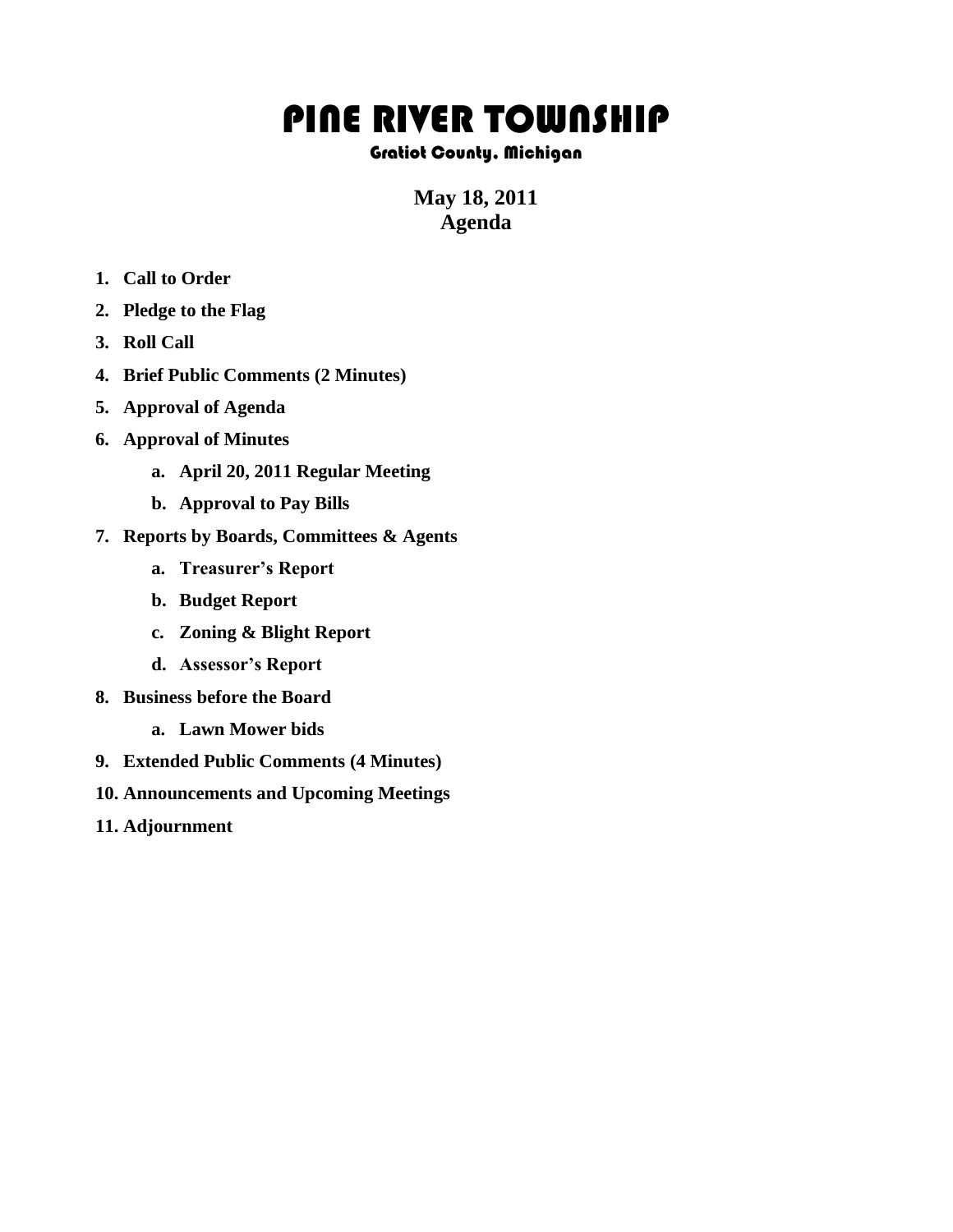# PINE RIVER TOWNSHIP

## Gratiot County, Michigan

**May 18, 2011**
**Agenda**

1. **Call to Order**
2. **Pledge to the Flag**
3. **Roll Call**
4. **Brief Public Comments (2 Minutes)**
5. **Approval of Agenda**
6. **Approval of Minutes**
    a. **April 20, 2011 Regular Meeting**
    b. **Approval to Pay Bills**
7. **Reports by Boards, Committees & Agents**
    a. **Treasurer's Report**
    b. **Budget Report**
    c. **Zoning & Blight Report**
    d. **Assessor's Report**
8. **Business before the Board**
    a. **Lawn Mower bids**
9. **Extended Public Comments (4 Minutes)**
10. **Announcements and Upcoming Meetings**
11. **Adjournment**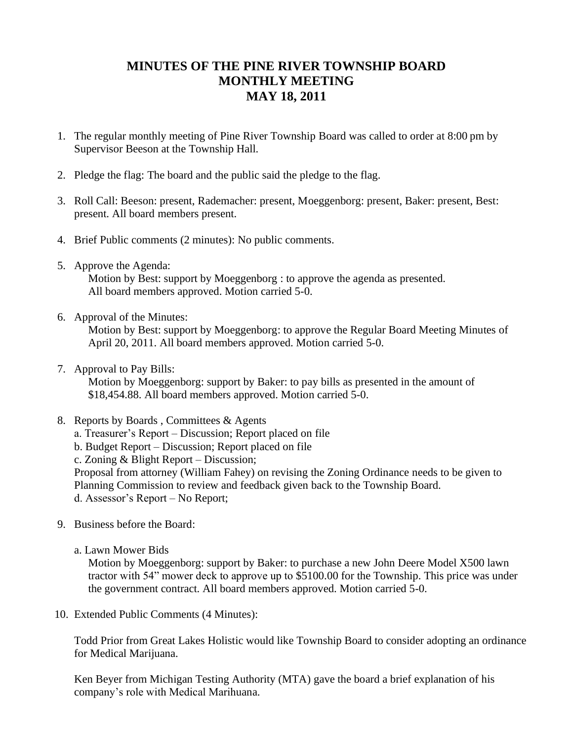# MINUTES OF THE PINE RIVER TOWNSHIP BOARD MONTHLY MEETING MAY 18, 2011

1. The regular monthly meeting of Pine River Township Board was called to order at 8:00 pm by Supervisor Beeson at the Township Hall.

2. Pledge the flag: The board and the public said the pledge to the flag.

3. Roll Call: Beeson: present, Rademacher: present, Moeggenborg: present, Baker: present, Best: present. All board members present.

4. Brief Public comments (2 minutes): No public comments.

5. Approve the Agenda:
   Motion by Best: support by Moeggenborg : to approve the agenda as presented. All board members approved. Motion carried 5-0.

6. Approval of the Minutes:
   Motion by Best: support by Moeggenborg: to approve the Regular Board Meeting Minutes of April 20, 2011. All board members approved. Motion carried 5-0.

7. Approval to Pay Bills:
   Motion by Moeggenborg: support by Baker: to pay bills as presented in the amount of $18,454.88. All board members approved. Motion carried 5-0.

8. Reports by Boards , Committees & Agents
   a. Treasurer's Report – Discussion; Report placed on file
   b. Budget Report – Discussion; Report placed on file
   c. Zoning & Blight Report – Discussion;
   Proposal from attorney (William Fahey) on revising the Zoning Ordinance needs to be given to Planning Commission to review and feedback given back to the Township Board.
   d. Assessor's Report – No Report;

9. Business before the Board:

   a. Lawn Mower Bids
   Motion by Moeggenborg: support by Baker: to purchase a new John Deere Model X500 lawn tractor with 54" mower deck to approve up to $5100.00 for the Township. This price was under the government contract. All board members approved. Motion carried 5-0.

10. Extended Public Comments (4 Minutes):

    Todd Prior from Great Lakes Holistic would like Township Board to consider adopting an ordinance for Medical Marijuana.

    Ken Beyer from Michigan Testing Authority (MTA) gave the board a brief explanation of his company's role with Medical Marihuana.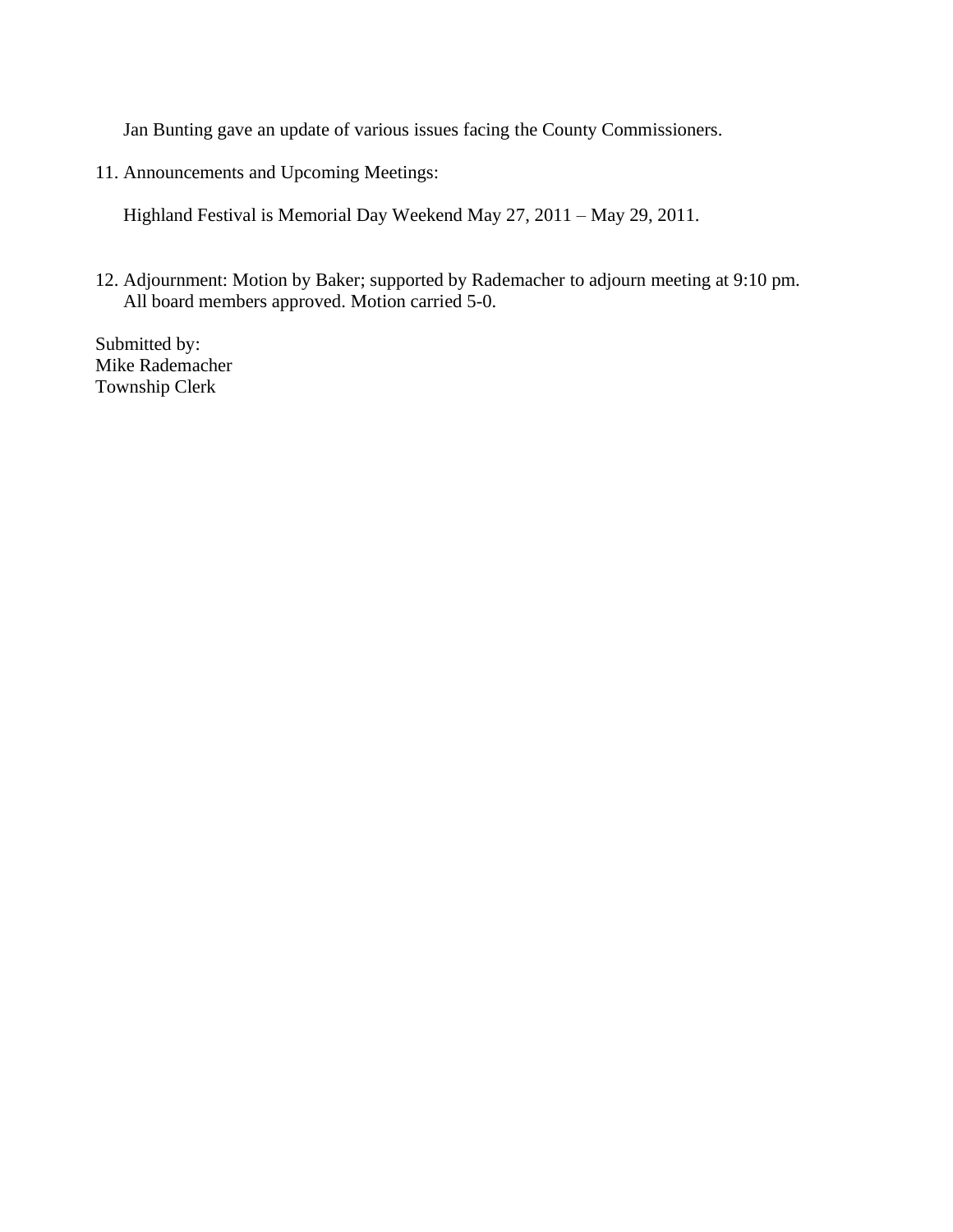Jan Bunting gave an update of various issues facing the County Commissioners.

11. Announcements and Upcoming Meetings:

    Highland Festival is Memorial Day Weekend May 27, 2011 – May 29, 2011.

12. Adjournment: Motion by Baker; supported by Rademacher to adjourn meeting at 9:10 pm. All board members approved. Motion carried 5-0.

Submitted by:  
Mike Rademacher  
Township Clerk